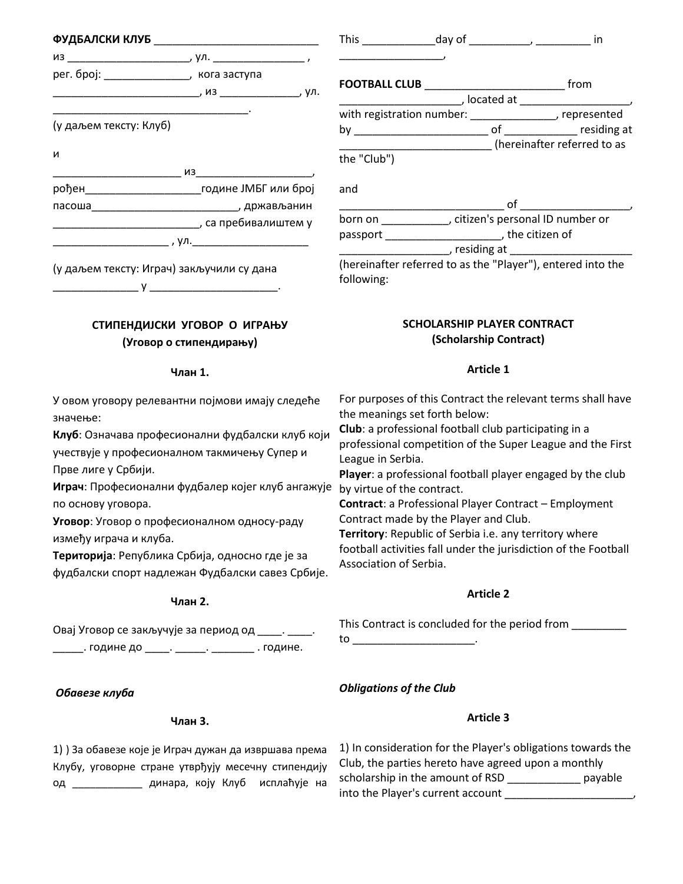**ФУДБАЛСКИ КЛУБ** ___________________________

из ___________________, ул. _______________ ,

рег. број: ______________, кога заступа ________________________, из _____________, ул. _________________________________.

(у даљем тексту: Клуб)

и

_____________________ из___________________,

рођен___________________године ЈМБГ или број пасоша________________________, држављанин ________________________, са пребивалиштем у ___________________ , ул.___________________

(у даљем тексту: Играч) закључили су дана ______________ у _____________________.

This ____________day of __________, _________ in _________________,

**FOOTBALL CLUB** ________________________ from ____________________, located at __________________, with registration number: ______________, represented by ______________________ of ____________ residing at _________________________ (hereinafter referred to as the "Club")

and

____________________________ of __________________, born on ___________, citizen's personal ID number or passport ___________________, the citizen of __________________, residing at ____________________ (hereinafter referred to as the "Player"), entered into the following:

## СТИПЕНДИЈСКИ УГОВОР О ИГРАЊУ
## (Уговор о стипендирању)

### Члан 1.

У овом уговору релевантни појмови имају следеће значење:

**Клуб**: Означава професионални фудбалски клуб који учествује у професионалном такмичењу Супер и Прве лиге у Србији.

**Играч**: Професионални фудбалер којег клуб ангажује по основу уговора.

**Уговор**: Уговор о професионалном односу-раду између играча и клуба.

**Територија**: Република Србија, односно где је за фудбалски спорт надлежан Фудбалски савез Србије.

### Члан 2.

Овај Уговор се закључује за период од ____. ____. _____. године до ____. _____. _______ . године.

*Обавезе клуба*

### Члан 3.

1) ) За обавезе које је Играч дужан да извршава према Клубу, уговорне стране утврђују месечну стипендију од ____________ динара, коју Клуб исплаћује на

## SCHOLARSHIP PLAYER CONTRACT
## (Scholarship Contract)

### Article 1

For purposes of this Contract the relevant terms shall have the meanings set forth below:

**Club**: a professional football club participating in a professional competition of the Super League and the First League in Serbia.

**Player**: a professional football player engaged by the club by virtue of the contract.

**Contract**: a Professional Player Contract – Employment Contract made by the Player and Club.

**Territory**: Republic of Serbia i.e. any territory where football activities fall under the jurisdiction of the Football Association of Serbia.

### Article 2

This Contract is concluded for the period from _________ to ___________________.

*Obligations of the Club*

### Article 3

1) In consideration for the Player's obligations towards the Club, the parties hereto have agreed upon a monthly scholarship in the amount of RSD ____________ payable into the Player's current account _____________________,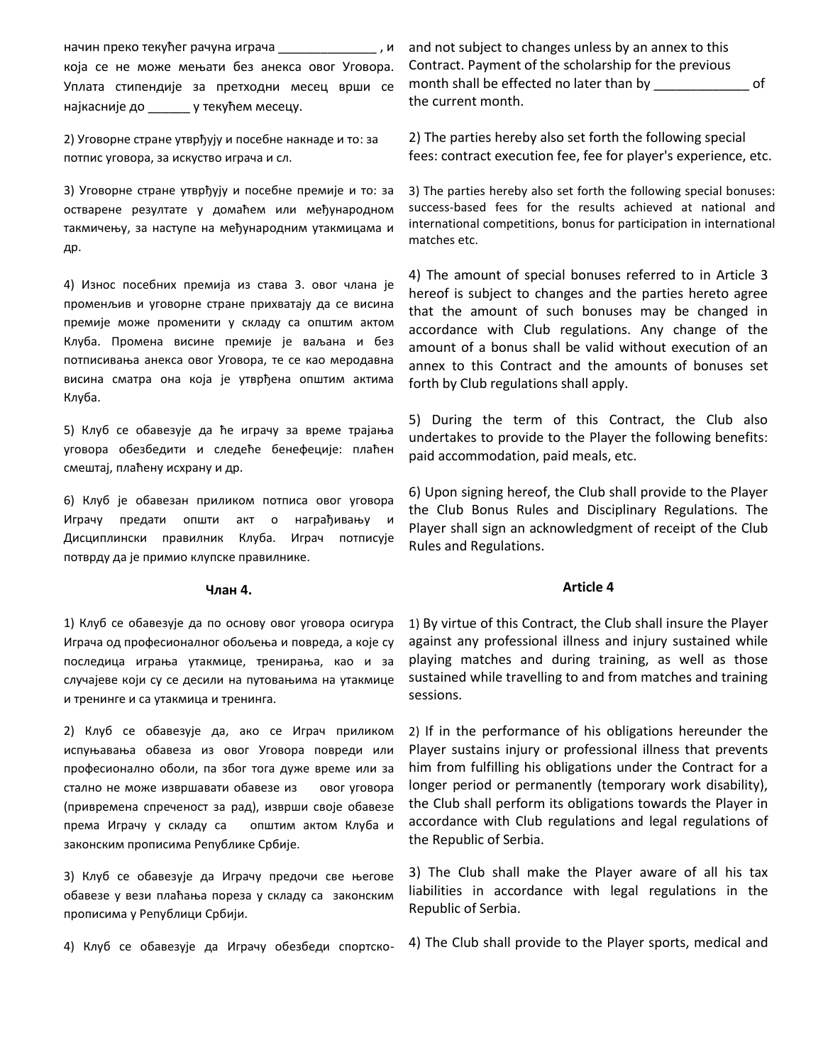начин преко текућег рачуна играча ______________ , и која се не може мењати без анекса овог Уговора. Уплата стипендије за претходни месец врши се најкасније до ______ у текућем месецу.

and not subject to changes unless by an annex to this Contract. Payment of the scholarship for the previous month shall be effected no later than by _____________ of the current month.

2) Уговорне стране утврђују и посебне накнаде и то: за потпис уговора, за искуство играча и сл.

2) The parties hereby also set forth the following special fees: contract execution fee, fee for player's experience, etc.

3) Уговорне стране утврђују и посебне премије и то: за остварене резултате у домаћем или међународном такмичењу, за наступе на међународним утакмицама и др.

3) The parties hereby also set forth the following special bonuses: success-based fees for the results achieved at national and international competitions, bonus for participation in international matches etc.

4) Износ посебних премија из става 3. овог члана је променљив и уговорне стране прихватају да се висина премије може променити у складу са општим актом Клуба. Промена висине премије је ваљана и без потписивања анекса овог Уговора, те се као меродавна висина сматра она која је утврђена општим актима Клуба.

4) The amount of special bonuses referred to in Article 3 hereof is subject to changes and the parties hereto agree that the amount of such bonuses may be changed in accordance with Club regulations. Any change of the amount of a bonus shall be valid without execution of an annex to this Contract and the amounts of bonuses set forth by Club regulations shall apply.

5) Клуб се обавезује да ће играчу за време трајања уговора обезбедити и следеће бенефеције: плаћен смештај, плаћену исхрану и др.

5) During the term of this Contract, the Club also undertakes to provide to the Player the following benefits: paid accommodation, paid meals, etc.

6) Клуб је обавезан приликом потписа овог уговора Играчу предати општи акт о награђивању и Дисциплински правилник Клуба. Играч потписује потврду да је примио клупске правилнике.

6) Upon signing hereof, the Club shall provide to the Player the Club Bonus Rules and Disciplinary Regulations. The Player shall sign an acknowledgment of receipt of the Club Rules and Regulations.

**Члан 4.**

**Article 4**

1) Клуб се обавезује да по основу овог уговора осигура Играча од професионалног обољења и повреда, а које су последица играња утакмице, тренирања, као и за случајеве који су се десили на путовањима на утакмице и тренинге и са утакмица и тренинга.

1) By virtue of this Contract, the Club shall insure the Player against any professional illness and injury sustained while playing matches and during training, as well as those sustained while travelling to and from matches and training sessions.

2) Клуб се обавезује да, ако се Играч приликом испуњавања обавеза из овог Уговора повреди или професионално оболи, па због тога дуже време или за стално не може извршавати обавезе из овог уговора (привремена спреченост за рад), изврши своје обавезе према Играчу у складу са општим актом Клуба и законским прописима Републике Србије.

2) If in the performance of his obligations hereunder the Player sustains injury or professional illness that prevents him from fulfilling his obligations under the Contract for a longer period or permanently (temporary work disability), the Club shall perform its obligations towards the Player in accordance with Club regulations and legal regulations of the Republic of Serbia.

3) Клуб се обавезује да Играчу предочи све његове обавезе у вези плаћања пореза у складу са законским прописима у Републици Србији.

3) The Club shall make the Player aware of all his tax liabilities in accordance with legal regulations in the Republic of Serbia.

4) Клуб се обавезује да Играчу обезбеди спортско-

4) The Club shall provide to the Player sports, medical and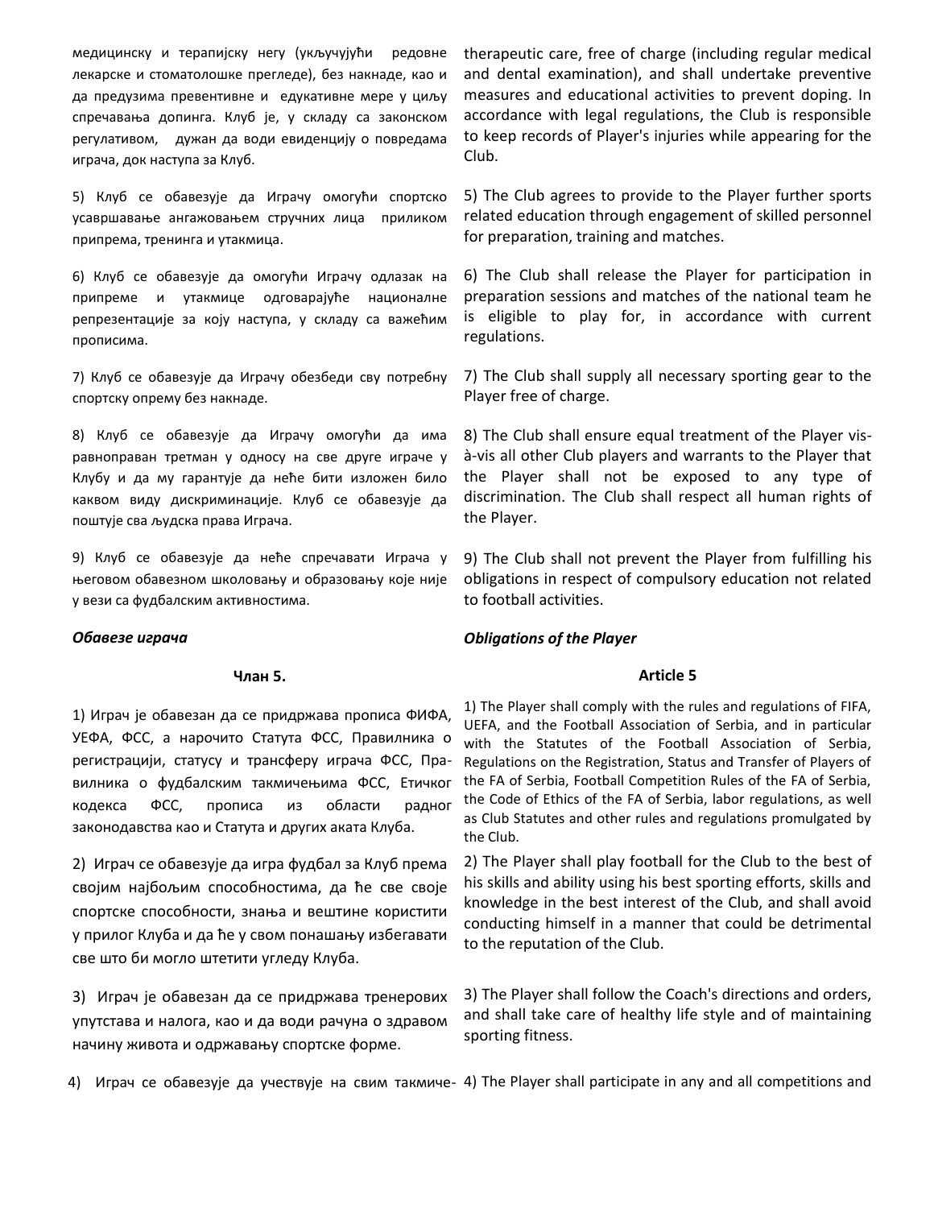медицинску и терапијску негу (укључујући редовне лекарске и стоматолошке прегледе), без накнаде, као и да предузима превентивне и едукативне мере у циљу спречавања допинга. Клуб је, у складу са законском регулативом, дужан да води евиденцију о повредама играча, док наступа за Клуб.

therapeutic care, free of charge (including regular medical and dental examination), and shall undertake preventive measures and educational activities to prevent doping. In accordance with legal regulations, the Club is responsible to keep records of Player's injuries while appearing for the Club.

5) Клуб се обавезује да Играчу омогући спортско усавршавање ангажовањем стручних лица приликом припрема, тренинга и утакмица.

5) The Club agrees to provide to the Player further sports related education through engagement of skilled personnel for preparation, training and matches.

6) Клуб се обавезује да омогући Играчу одлазак на припреме и утакмице одговарајуће националне репрезентације за коју наступа, у складу са важећим прописима.

6) The Club shall release the Player for participation in preparation sessions and matches of the national team he is eligible to play for, in accordance with current regulations.

7) Клуб се обавезује да Играчу обезбеди сву потребну спортску опрему без накнаде.

7) The Club shall supply all necessary sporting gear to the Player free of charge.

8) Клуб се обавезује да Играчу омогући да има равноправан третман у односу на све друге играче у Клубу и да му гарантује да неће бити изложен било каквом виду дискриминације. Клуб се обавезује да поштује сва људска права Играча.

8) The Club shall ensure equal treatment of the Player vis-à-vis all other Club players and warrants to the Player that the Player shall not be exposed to any type of discrimination. The Club shall respect all human rights of the Player.

9) Клуб се обавезује да неће спречавати Играча у његовом обавезном школовању и образовању које није у вези са фудбалским активностима.

9) The Club shall not prevent the Player from fulfilling his obligations in respect of compulsory education not related to football activities.

***Обавезе играча***

***Obligations of the Player***

**Члан 5.**

**Article 5**

1) Играч је обавезан да се придржава прописа ФИФА, УЕФА, ФСС, а нарочито Статута ФСС, Правилника о регистрацији, статусу и трансферу играча ФСС, Правилника о фудбалским такмичењима ФСС, Етичког кодекса ФСС, прописа из области радног законодавства као и Статута и других аката Клуба.

1) The Player shall comply with the rules and regulations of FIFA, UEFA, and the Football Association of Serbia, and in particular with the Statutes of the Football Association of Serbia, Regulations on the Registration, Status and Transfer of Players of the FA of Serbia, Football Competition Rules of the FA of Serbia, the Code of Ethics of the FA of Serbia, labor regulations, as well as Club Statutes and other rules and regulations promulgated by the Club.

2) Играч се обавезује да игра фудбал за Клуб према својим најбољим способностима, да ће све своје спортске способности, знања и вештине користити у прилог Клуба и да ће у свом понашању избегавати све што би могло штетити угледу Клуба.

2) The Player shall play football for the Club to the best of his skills and ability using his best sporting efforts, skills and knowledge in the best interest of the Club, and shall avoid conducting himself in a manner that could be detrimental to the reputation of the Club.

3) Играч је обавезан да се придржава тренерових упутстава и налога, као и да води рачуна о здравом начину живота и одржавању спортске форме.

3) The Player shall follow the Coach's directions and orders, and shall take care of healthy life style and of maintaining sporting fitness.

4) Играч се обавезује да учествује на свим такмиче-

4) The Player shall participate in any and all competitions and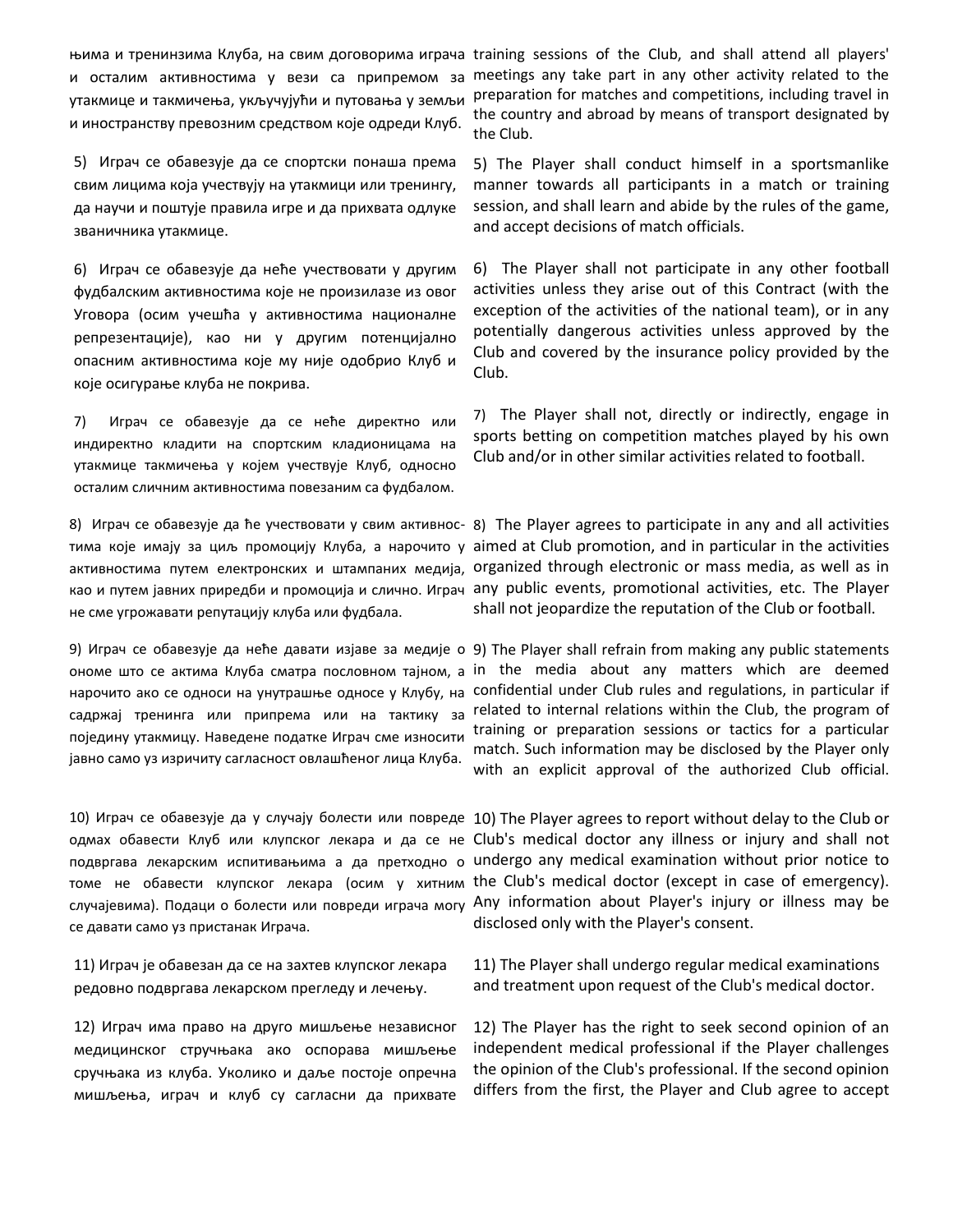њима и тренинзима Клуба, на свим договорима играча и осталим активностима у вези са припремом за утакмице и такмичења, укључујући и путовања у земљи и иностранству превозним средством које одреди Клуб.

training sessions of the Club, and shall attend all players' meetings any take part in any other activity related to the preparation for matches and competitions, including travel in the country and abroad by means of transport designated by the Club.

5) Играч се обавезује да се спортски понаша према свим лицима која учествују на утакмици или тренингу, да научи и поштује правила игре и да прихвата одлуке званичника утакмице.

5) The Player shall conduct himself in a sportsmanlike manner towards all participants in a match or training session, and shall learn and abide by the rules of the game, and accept decisions of match officials.

6) Играч се обавезује да неће учествовати у другим фудбалским активностима које не произилазе из овог Уговора (осим учешћа у активностима националне репрезентације), као ни у другим потенцијално опасним активностима које му није одобрио Клуб и које осигурање клуба не покрива.

6) The Player shall not participate in any other football activities unless they arise out of this Contract (with the exception of the activities of the national team), or in any potentially dangerous activities unless approved by the Club and covered by the insurance policy provided by the Club.

7) Играч се обавезује да се неће директно или индиректно кладити на спортским кладионицама на утакмице такмичења у којем учествује Клуб, односно осталим сличним активностима повезаним са фудбалом.

7) The Player shall not, directly or indirectly, engage in sports betting on competition matches played by his own Club and/or in other similar activities related to football.

8) Играч се обавезује да ће учествовати у свим активностима које имају за циљ промоцију Клуба, а нарочито у активностима путем електронских и штампаних медија, као и путем јавних приредби и промоција и слично. Играч не сме угрожавати репутацију клуба или фудбала.

8) The Player agrees to participate in any and all activities aimed at Club promotion, and in particular in the activities organized through electronic or mass media, as well as in any public events, promotional activities, etc. The Player shall not jeopardize the reputation of the Club or football.

9) Играч се обавезује да неће давати изјаве за медије о ономе што се актима Клуба сматра пословном тајном, а нарочито ако се односи на унутрашње односе у Клубу, на садржај тренинга или припрема или на тактику за поједину утакмицу. Наведене податке Играч сме износити јавно само уз изричиту сагласност овлашћеног лица Клуба.

9) The Player shall refrain from making any public statements in the media about any matters which are deemed confidential under Club rules and regulations, in particular if related to internal relations within the Club, the program of training or preparation sessions or tactics for a particular match. Such information may be disclosed by the Player only with an explicit approval of the authorized Club official.

10) Играч се обавезује да у случају болести или повреде одмах обавести Клуб или клупског лекара и да се не подвргава лекарским испитивањима а да претходно о томе не обавести клупског лекара (осим у хитним случајевима). Подаци о болести или повреди играча могу се давати само уз пристанак Играча.

10) The Player agrees to report without delay to the Club or Club's medical doctor any illness or injury and shall not undergo any medical examination without prior notice to the Club's medical doctor (except in case of emergency). Any information about Player's injury or illness may be disclosed only with the Player's consent.

11) Играч је обавезан да се на захтев клупског лекара редовно подвргава лекарском прегледу и лечењу.

11) The Player shall undergo regular medical examinations and treatment upon request of the Club's medical doctor.

12) Играч има право на друго мишљење независног медицинског стручњака ако оспорава мишљење сручњака из клуба. Уколико и даље постоје опречна мишљења, играч и клуб су сагласни да прихвате

12) The Player has the right to seek second opinion of an independent medical professional if the Player challenges the opinion of the Club's professional. If the second opinion differs from the first, the Player and Club agree to accept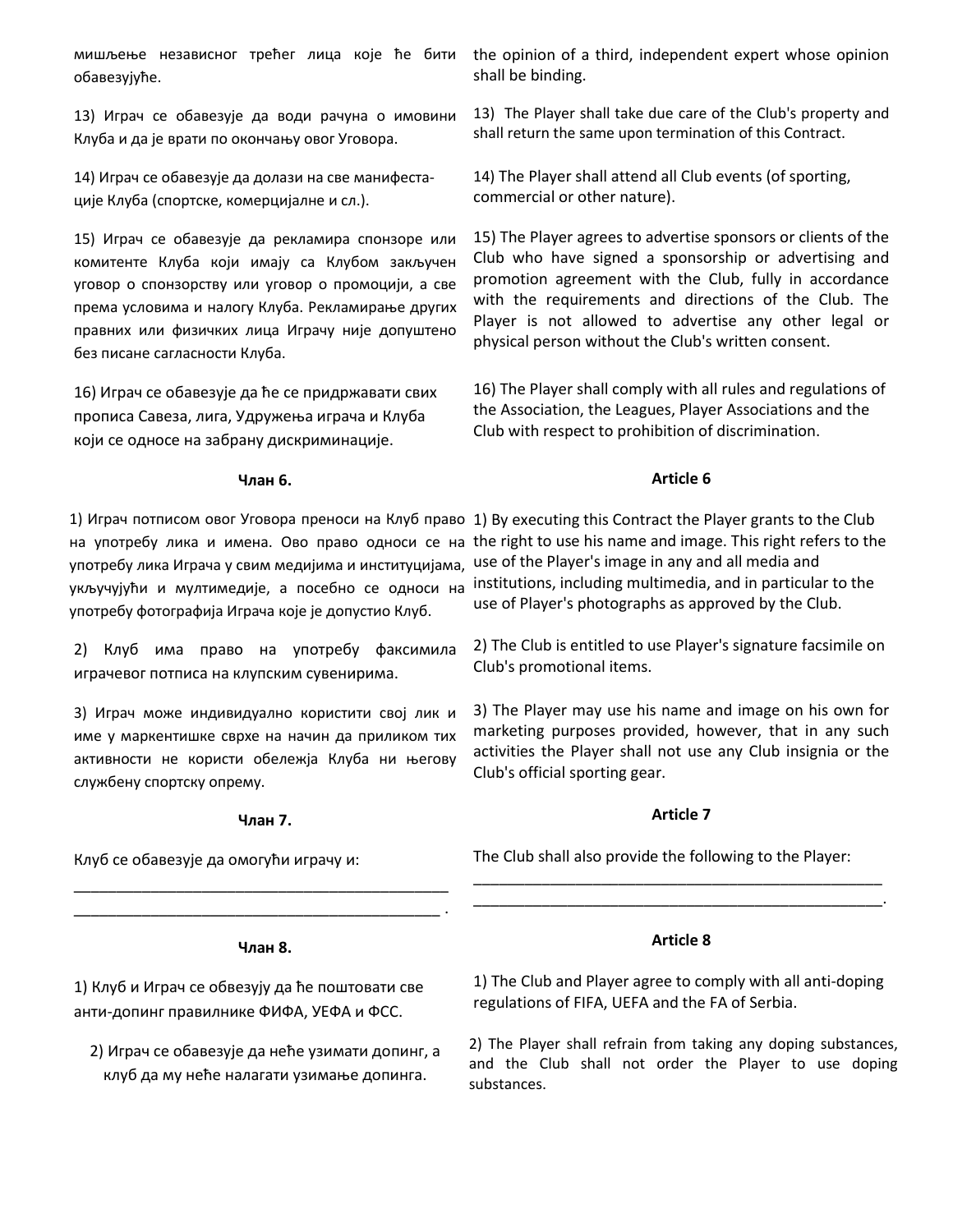мишљење независног трећег лица које ће бити обавезујуће.

the opinion of a third, independent expert whose opinion shall be binding.

13) Играч се обавезује да води рачуна о имовини Клуба и да је врати по окончању овог Уговора.

13) The Player shall take due care of the Club's property and shall return the same upon termination of this Contract.

14) Играч се обавезује да долази на све манифеста-ције Клуба (спортске, комерцијалне и сл.).

14) The Player shall attend all Club events (of sporting, commercial or other nature).

15) Играч се обавезује да рекламира спонзоре или комитенте Клуба који имају са Клубом закључен уговор о спонзорству или уговор о промоцији, а све према условима и налогу Клуба. Рекламирање других правних или физичких лица Играчу није допуштено без писане сагласности Клуба.

15) The Player agrees to advertise sponsors or clients of the Club who have signed a sponsorship or advertising and promotion agreement with the Club, fully in accordance with the requirements and directions of the Club. The Player is not allowed to advertise any other legal or physical person without the Club's written consent.

16) Играч се обавезује да ће се придржавати свих прописа Савеза, лига, Удружења играча и Клуба који се односе на забрану дискриминације.

16) The Player shall comply with all rules and regulations of the Association, the Leagues, Player Associations and the Club with respect to prohibition of discrimination.

### Члан 6.

### Article 6

1) Играч потписом овог Уговора преноси на Клуб право на употребу лика и имена. Ово право односи се на употребу лика Играча у свим медијима и институцијама, укључујући и мултимедије, а посебно се односи на употребу фотографија Играча које је допустио Клуб.

1) By executing this Contract the Player grants to the Club the right to use his name and image. This right refers to the use of the Player's image in any and all media and institutions, including multimedia, and in particular to the use of Player's photographs as approved by the Club.

2) Клуб има право на употребу факсимила играчевог потписа на клупским сувенирима.

2) The Club is entitled to use Player's signature facsimile on Club's promotional items.

3) Играч може индивидуално користити свој лик и име у маркентишке сврхе на начин да приликом тих активности не користи обележја Клуба ни његову службену спортску опрему.

3) The Player may use his name and image on his own for marketing purposes provided, however, that in any such activities the Player shall not use any Club insignia or the Club's official sporting gear.

### Члан 7.

### Article 7

Клуб се обавезује да омогући играчу и:

_____________________________________________
_____________________________________________ .

The Club shall also provide the following to the Player:

_________________________________________________
_________________________________________________.

### Члан 8.

### Article 8

1) Клуб и Играч се обвезују да ће поштовати све анти-допинг правилнике ФИФА, УЕФА и ФСС.

1) The Club and Player agree to comply with all anti-doping regulations of FIFA, UEFA and the FA of Serbia.

2) Играч се обавезује да неће узимати допинг, а клуб да му неће налагати узимање допинга.

2) The Player shall refrain from taking any doping substances, and the Club shall not order the Player to use doping substances.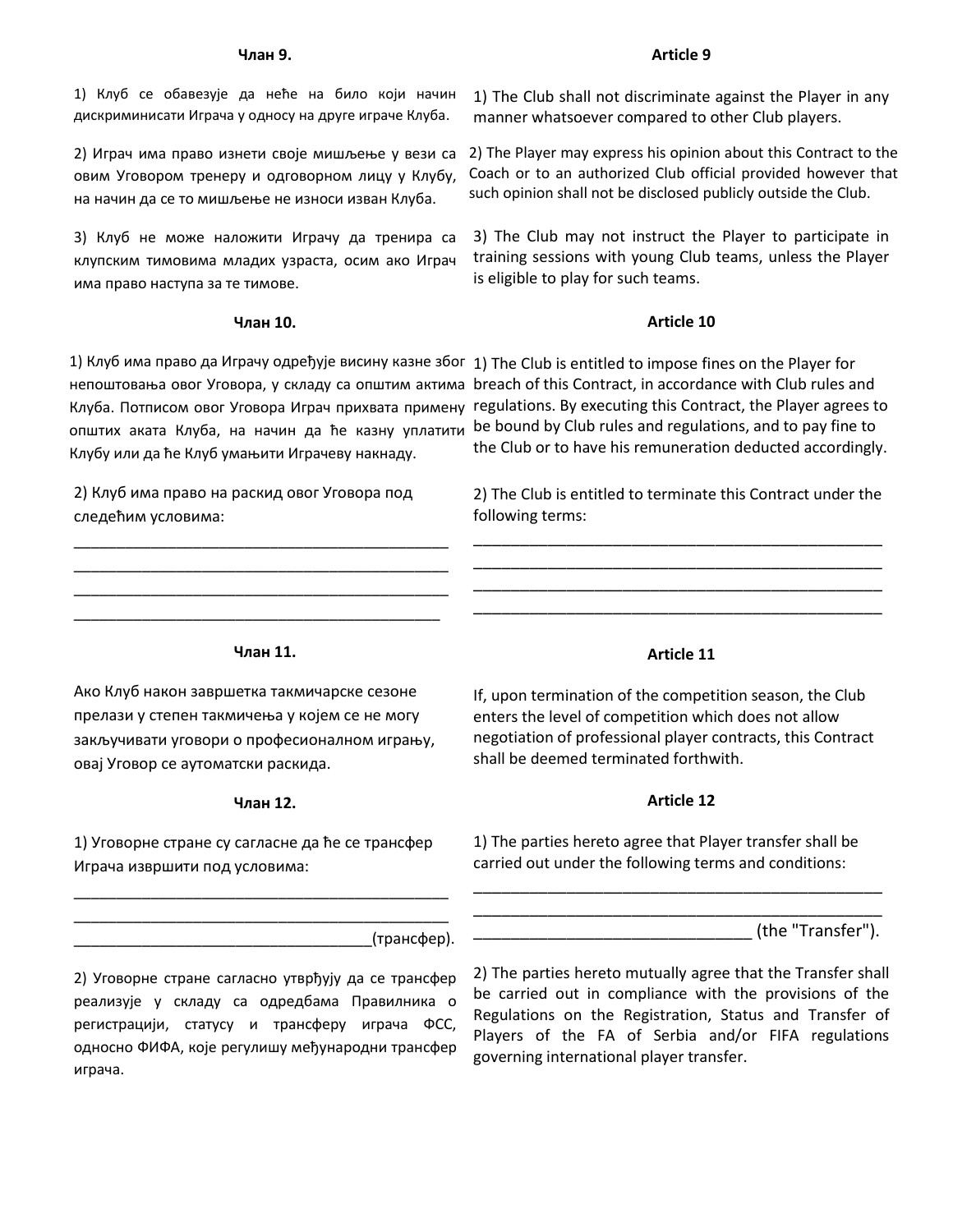**Члан 9.**

1) Клуб се обавезује да неће на било који начин дискриминисати Играча у односу на друге играче Клуба.

2) Играч има право изнети своје мишљење у вези са овим Уговором тренеру и одговорном лицу у Клубу, на начин да се то мишљење не износи изван Клуба.

3) Клуб не може наложити Играчу да тренира са клупским тимовима младих узраста, осим ако Играч има право наступа за те тимове.

**Article 9**

1) The Club shall not discriminate against the Player in any manner whatsoever compared to other Club players.

2) The Player may express his opinion about this Contract to the Coach or to an authorized Club official provided however that such opinion shall not be disclosed publicly outside the Club.

3) The Club may not instruct the Player to participate in training sessions with young Club teams, unless the Player is eligible to play for such teams.

**Члан 10.**

1) Клуб има право да Играчу одређује висину казне због непоштовања овог Уговора, у складу са општим актима Клуба. Потписом овог Уговора Играч прихвата примену општих аката Клуба, на начин да ће казну уплатити Клубу или да ће Клуб умањити Играчеву накнаду.

2) Клуб има право на раскид овог Уговора под следећим условима:

_____________________________________________
_____________________________________________
_____________________________________________
_____________________________________________

**Article 10**

1) The Club is entitled to impose fines on the Player for breach of this Contract, in accordance with Club rules and regulations. By executing this Contract, the Player agrees to be bound by Club rules and regulations, and to pay fine to the Club or to have his remuneration deducted accordingly.

2) The Club is entitled to terminate this Contract under the following terms:

_____________________________________________
_____________________________________________
_____________________________________________
_____________________________________________

**Члан 11.**

Ако Клуб након завршетка такмичарске сезоне прелази у степен такмичења у којем се не могу закључивати уговори о професионалном игрању, овај Уговор се аутоматски раскида.

**Article 11**

If, upon termination of the competition season, the Club enters the level of competition which does not allow negotiation of professional player contracts, this Contract shall be deemed terminated forthwith.

**Члан 12.**

1) Уговорне стране су сагласне да ће се трансфер Играча извршити под условима:

_____________________________________________
_____________________________________________
___________________________________(трансфер).

2) Уговорне стране сагласно утврђују да се трансфер реализује у складу са одредбама Правилника о регистрацији, статусу и трансферу играча ФСС, односно ФИФА, које регулишу међународни трансфер играча.

**Article 12**

1) The parties hereto agree that Player transfer shall be carried out under the following terms and conditions:

_____________________________________________
_____________________________________________
______________________________ (the "Transfer").

2) The parties hereto mutually agree that the Transfer shall be carried out in compliance with the provisions of the Regulations on the Registration, Status and Transfer of Players of the FA of Serbia and/or FIFA regulations governing international player transfer.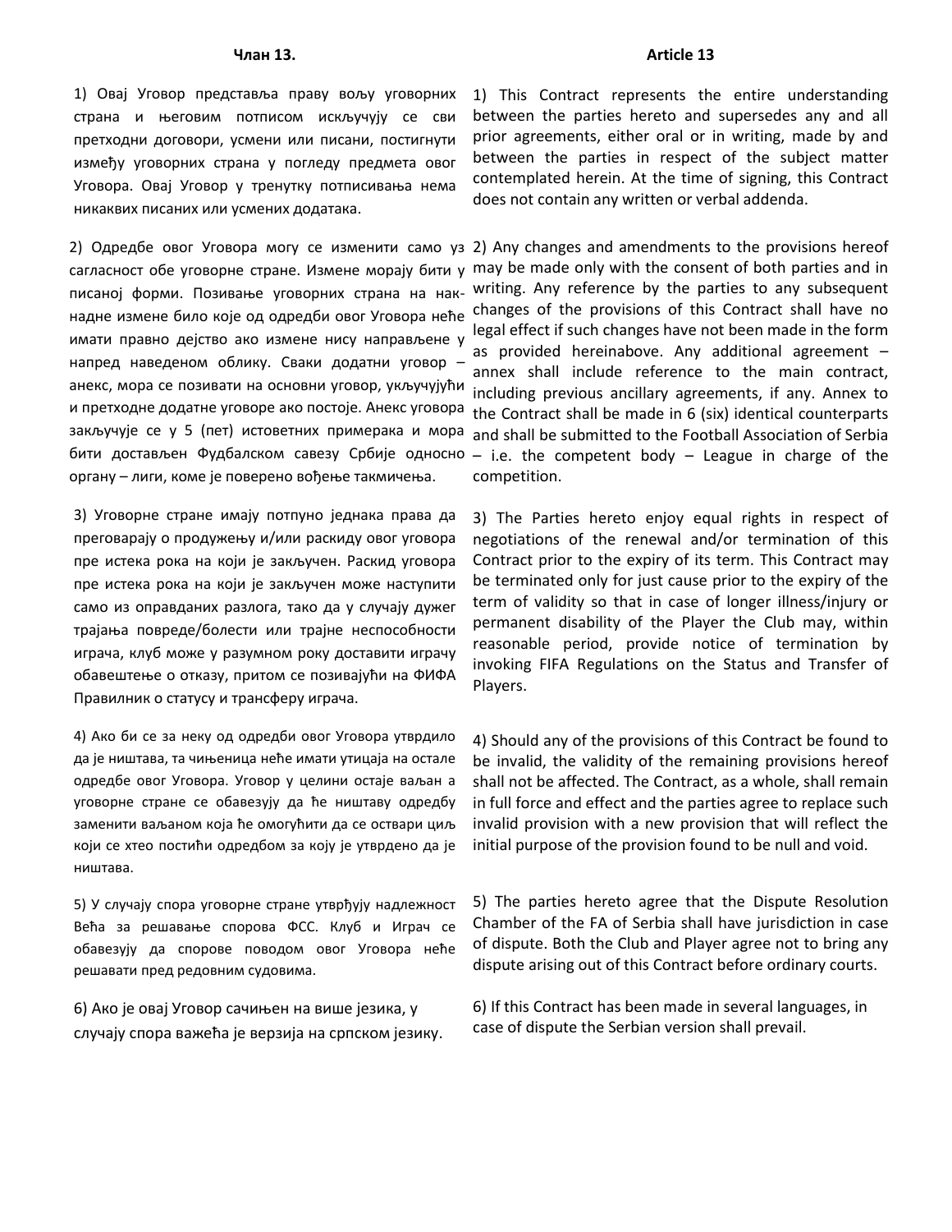## Члан 13.

1) Овај Уговор представља праву вољу уговорних страна и његовим потписом искључују се сви претходни договори, усмени или писани, постигнути између уговорних страна у погледу предмета овог Уговора. Овај Уговор у тренутку потписивања нема никаквих писаних или усмених додатака.

2) Одредбе овог Уговора могу се изменити само уз сагласност обе уговорне стране. Измене морају бити у писаној форми. Позивање уговорних страна на накнадне измене било које од одредби овог Уговора неће имати правно дејство ако измене нису направљене у напред наведеном облику. Сваки додатни уговор – анекс, мора се позивати на основни уговор, укључујући и претходне додатне уговоре ако постоје. Анекс уговора закључује се у 5 (пет) истоветних примерака и мора бити достављен Фудбалском савезу Србије односно органу – лиги, коме је поверено вођење такмичења.

3) Уговорне стране имају потпуно једнака права да преговарају о продужењу и/или раскиду овог уговора пре истека рока на који је закључен. Раскид уговора пре истека рока на који је закључен може наступити само из оправданих разлога, тако да у случају дужег трајања повреде/болести или трајне неспособности играча, клуб може у разумном року доставити играчу обавештење о отказу, притом се позивајући на ФИФА Правилник о статусу и трансферу играча.

4) Ако би се за неку од одредби овог Уговора утврдило да је ништава, та чињеница неће имати утицаја на остале одредбе овог Уговора. Уговор у целини остаје ваљан а уговорне стране се обавезују да ће ништаву одредбу заменити ваљаном која ће омогућити да се оствари циљ који се хтео постићи одредбом за коју је утврдено да је ништава.

5) У случају спора уговорне стране утврђују надлежност Већа за решавање спорова ФСС. Клуб и Играч се обавезују да спорове поводом овог Уговора неће решавати пред редовним судовима.

6) Ако је овај Уговор сачињен на више језика, у случају спора важећа је верзија на српском језику.

## Article 13

1) This Contract represents the entire understanding between the parties hereto and supersedes any and all prior agreements, either oral or in writing, made by and between the parties in respect of the subject matter contemplated herein. At the time of signing, this Contract does not contain any written or verbal addenda.

2) Any changes and amendments to the provisions hereof may be made only with the consent of both parties and in writing. Any reference by the parties to any subsequent changes of the provisions of this Contract shall have no legal effect if such changes have not been made in the form as provided hereinabove. Any additional agreement – annex shall include reference to the main contract, including previous ancillary agreements, if any. Annex to the Contract shall be made in 6 (six) identical counterparts and shall be submitted to the Football Association of Serbia – i.e. the competent body – League in charge of the competition.

3) The Parties hereto enjoy equal rights in respect of negotiations of the renewal and/or termination of this Contract prior to the expiry of its term. This Contract may be terminated only for just cause prior to the expiry of the term of validity so that in case of longer illness/injury or permanent disability of the Player the Club may, within reasonable period, provide notice of termination by invoking FIFA Regulations on the Status and Transfer of Players.

4) Should any of the provisions of this Contract be found to be invalid, the validity of the remaining provisions hereof shall not be affected. The Contract, as a whole, shall remain in full force and effect and the parties agree to replace such invalid provision with a new provision that will reflect the initial purpose of the provision found to be null and void.

5) The parties hereto agree that the Dispute Resolution Chamber of the FA of Serbia shall have jurisdiction in case of dispute. Both the Club and Player agree not to bring any dispute arising out of this Contract before ordinary courts.

6) If this Contract has been made in several languages, in case of dispute the Serbian version shall prevail.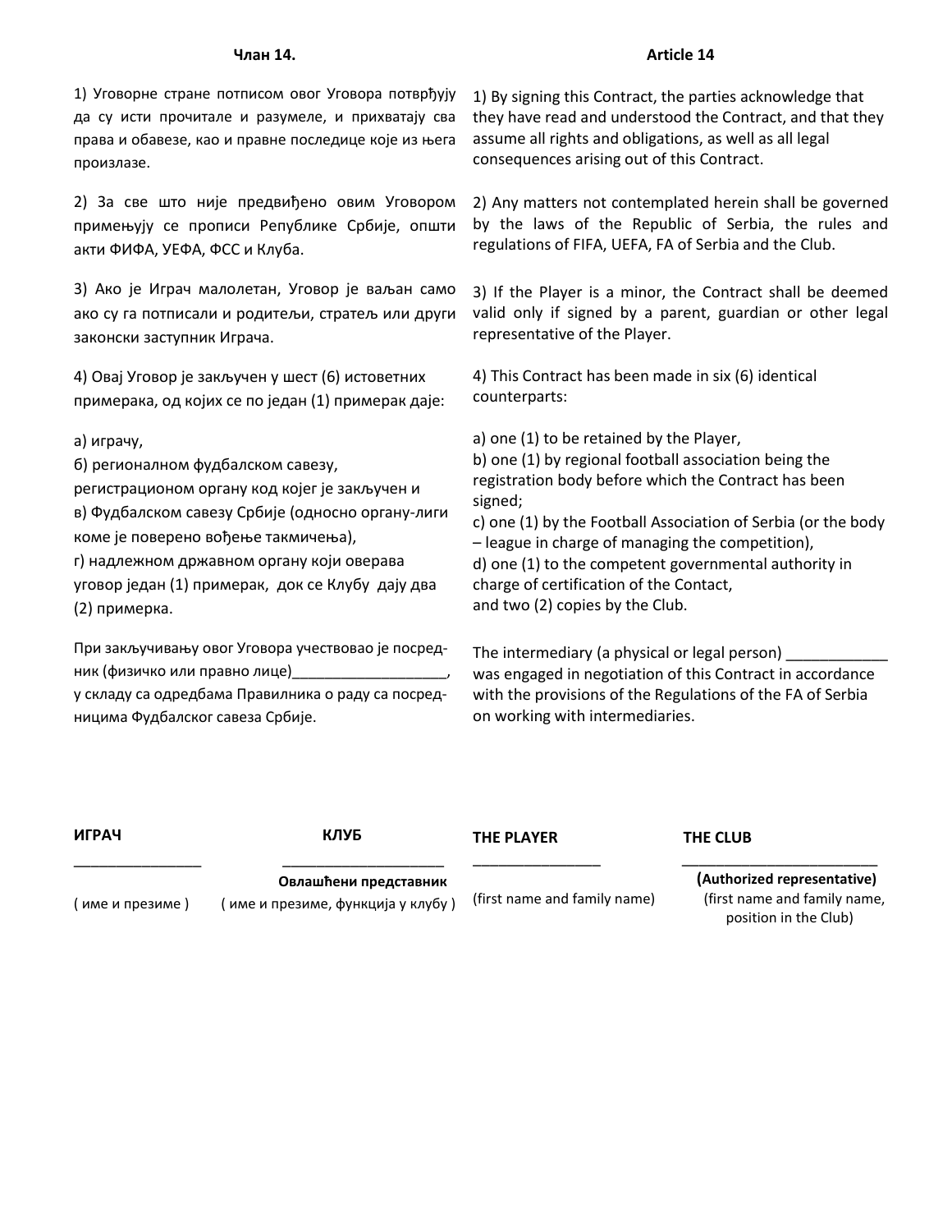## Члан 14.

1) Уговорне стране потписом овог Уговора потврђују да су исти прочитале и разумеле, и прихватају сва права и обавезе, као и правне последице које из њега произлазе.

2) За све што није предвиђено овим Уговором примењују се прописи Републике Србије, општи акти ФИФА, УЕФА, ФСС и Клуба.

3) Ако је Играч малолетан, Уговор је валђан само ако су га потписали и родитељи, старатељ или други законски заступник Играча.

4) Овај Уговор је закључен у шест (6) истоветних примерака, од којих се по један (1) примерак даје:

а) играчу,
б) регионалном фудбалском савезу, регистрационом органу код којег је закључен и
в) Фудбалском савезу Србије (односно органу-лиги коме је поверено вођење такмичења),
г) надлежном државном органу који оверава уговор један (1) примерак, док се Клубу дају два (2) примерка.

При закључивању овог Уговора учествовао је посредник (физичко или правно лице)__________________, у складу са одредбама Правилника о раду са посредницима Фудбалског савеза Србије.

## Article 14

1) By signing this Contract, the parties acknowledge that they have read and understood the Contract, and that they assume all rights and obligations, as well as all legal consequences arising out of this Contract.

2) Any matters not contemplated herein shall be governed by the laws of the Republic of Serbia, the rules and regulations of FIFA, UEFA, FA of Serbia and the Club.

3) If the Player is a minor, the Contract shall be deemed valid only if signed by a parent, guardian or other legal representative of the Player.

4) This Contract has been made in six (6) identical counterparts:

a) one (1) to be retained by the Player,
b) one (1) by regional football association being the registration body before which the Contract has been signed;
c) one (1) by the Football Association of Serbia (or the body – league in charge of managing the competition),
d) one (1) to the competent governmental authority in charge of certification of the Contact,
and two (2) copies by the Club.

The intermediary (a physical or legal person) ____________ was engaged in negotiation of this Contract in accordance with the provisions of the Regulations of the FA of Serbia on working with intermediaries.

| ИГРАЧ | КЛУБ | THE PLAYER | THE CLUB |
|---|---|---|---|
| _______________ | ___________________ | _______________ | _______________________ |
| | **Овлашћени представник** | | **(Authorized representative)** |
| ( име и презиме ) | ( име и презиме, функција у клубу ) | (first name and family name) | (first name and family name, position in the Club) |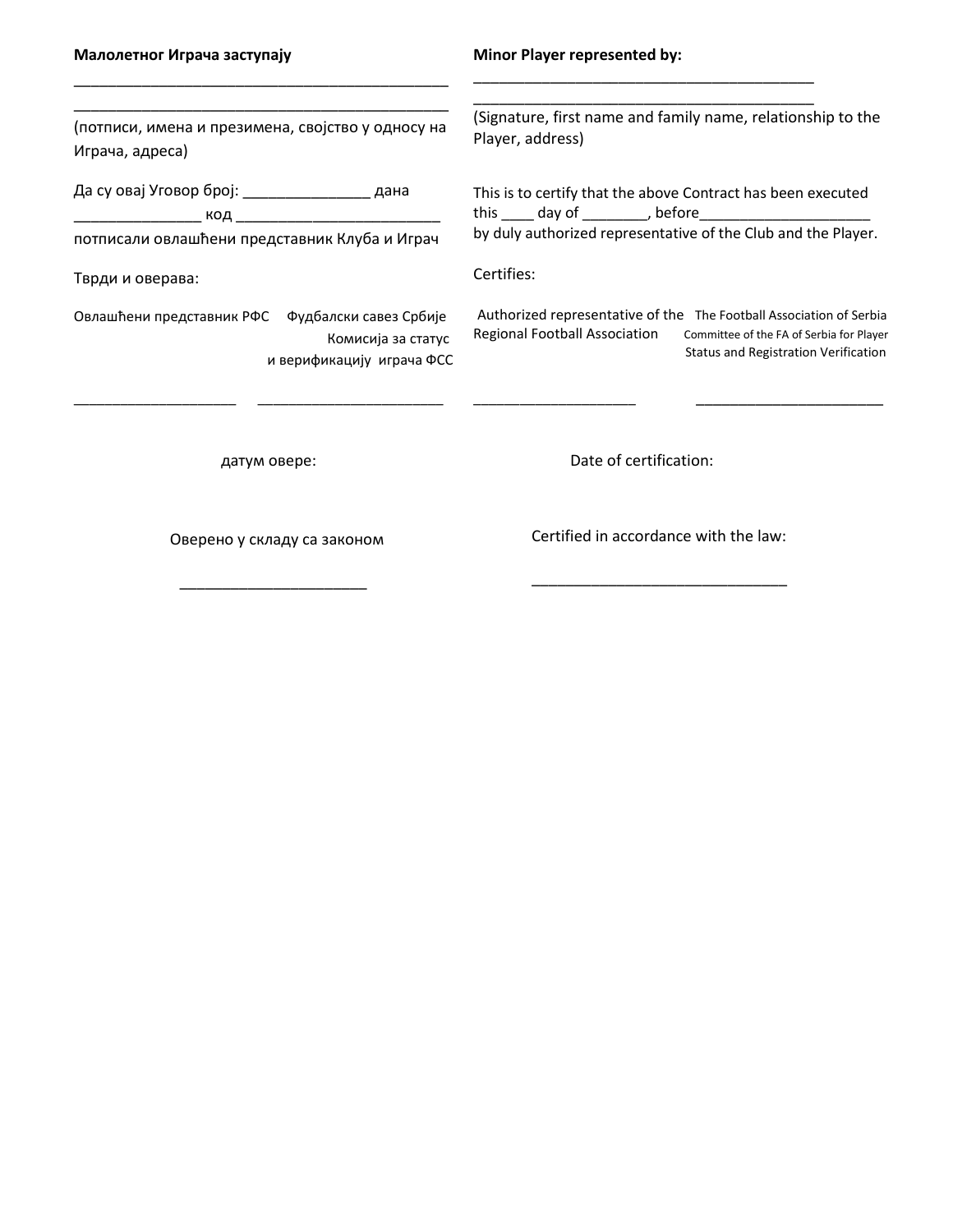**Малолетног Играча заступају**

_______________________________________________

_______________________________________________

(потписи, имена и презимена, својство у односу на Играча, адреса)

Да су овај Уговор број: _______________ дана _______________ код _________________________ потписали овлашћени представник Клуба и Играч

Тврди и оверава:

Овлашћени представник РФС

___________________

Фудбалски савез Србије
Комисија за статус
и верификацију играча ФСС

______________________

датум овере:

Оверено у складу са законом

______________________

**Minor Player represented by:**

_________________________________________

_________________________________________

(Signature, first name and family name, relationship to the Player, address)

This is to certify that the above Contract has been executed this ____ day of ________, before____________________ by duly authorized representative of the Club and the Player.

Certifies:

Authorized representative of the Regional Football Association

___________________

The Football Association of Serbia
Committee of the FA of Serbia for Player Status and Registration Verification

_______________________

Date of certification:

Certified in accordance with the law:

______________________________